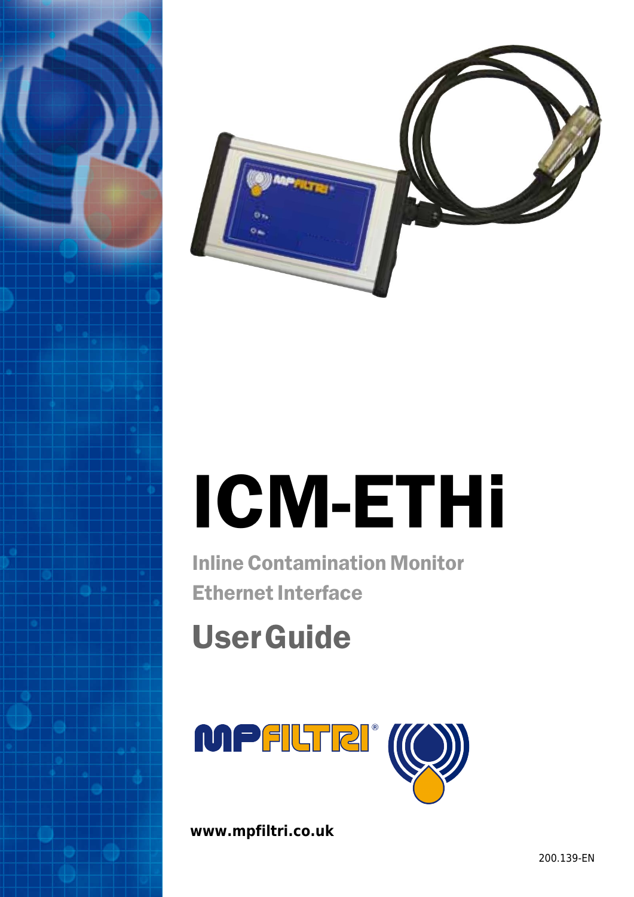# ICM-ETHi

## Inline Contamination Monitor

## Ethernet Interface

# User Guide

**www.mpfiltri.co.uk**

200.139-EN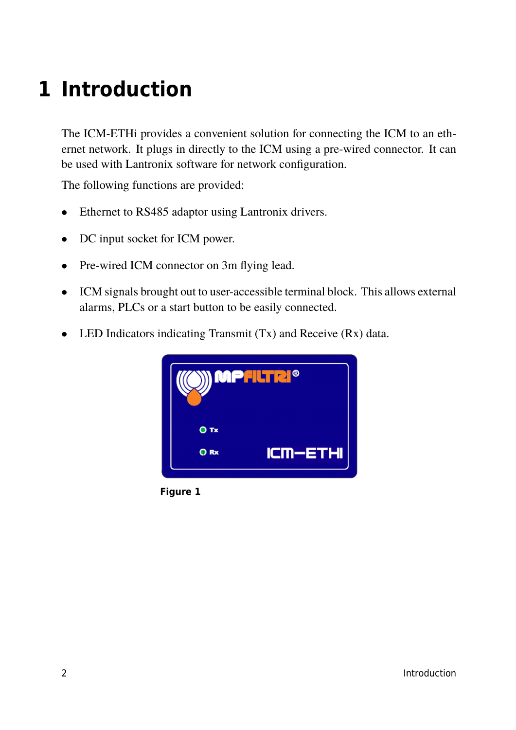# 1 Introduction

The ICM-ETHi provides a convenient solution for connecting the ICM to an ethernet network. It plugs in directly to the ICM using a pre-wired connector. It can be used with Lantronix software for network configuration.

The following functions are provided:

- Ethernet to RS485 adaptor using Lantronix drivers.
- DC input socket for ICM power.
- Pre-wired ICM connector on 3m flying lead.
- ICM signals brought out to user-accessible terminal block. This allows external alarms, PLCs or a start button to be easily connected.
- LED Indicators indicating Transmit (Tx) and Receive (Rx) data.

**Figure 1**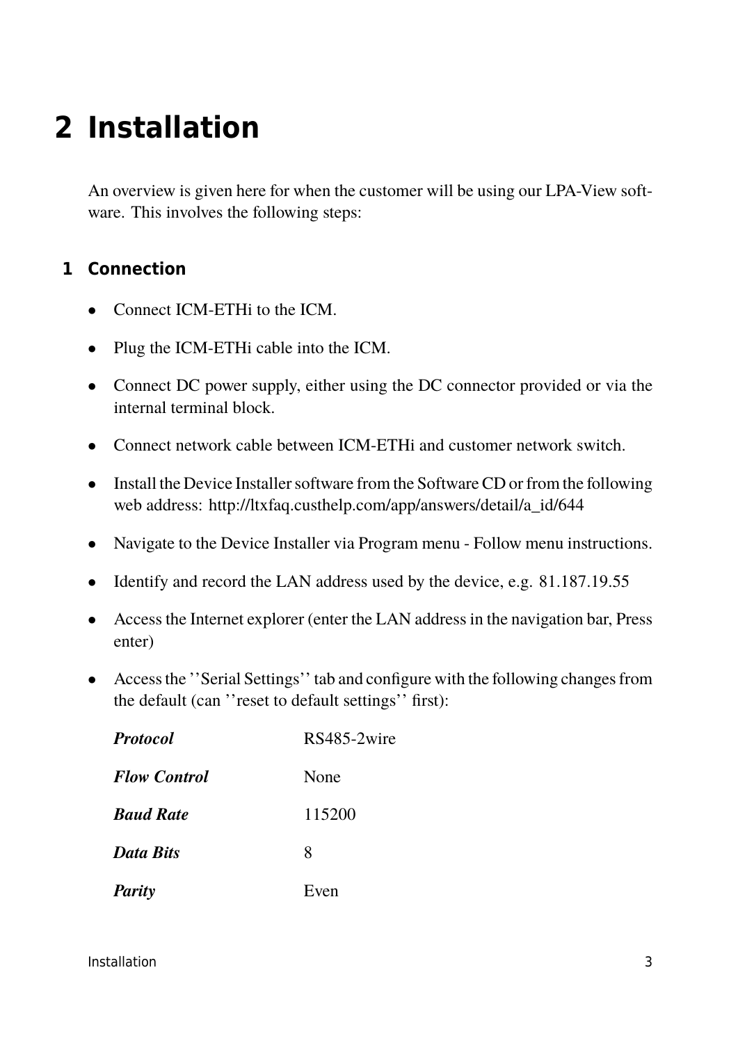# 2 Installation

An overview is given here for when the customer will be using our LPA-View software. This involves the following steps:

## 1 Connection

- Connect ICM-ETHi to the ICM.
- Plug the ICM-ETHi cable into the ICM.
- Connect DC power supply, either using the DC connector provided or via the internal terminal block.
- Connect network cable between ICM-ETHi and customer network switch.
- Install the Device Installer software from the Software CD or from the following web address: http://ltxfaq.custhelp.com/app/answers/detail/a_id/644
- Navigate to the Device Installer via Program menu - Follow menu instructions.
- Identify and record the LAN address used by the device, e.g. 81.187.19.55
- Access the Internet explorer (enter the LAN address in the navigation bar, Press enter)
- Access the ''Serial Settings'' tab and configure with the following changes from the default (can ''reset to default settings'' first):

| | |
|---|---|
| ***Protocol*** | RS485-2wire |
| ***Flow Control*** | None |
| ***Baud Rate*** | 115200 |
| ***Data Bits*** | 8 |
| ***Parity*** | Even |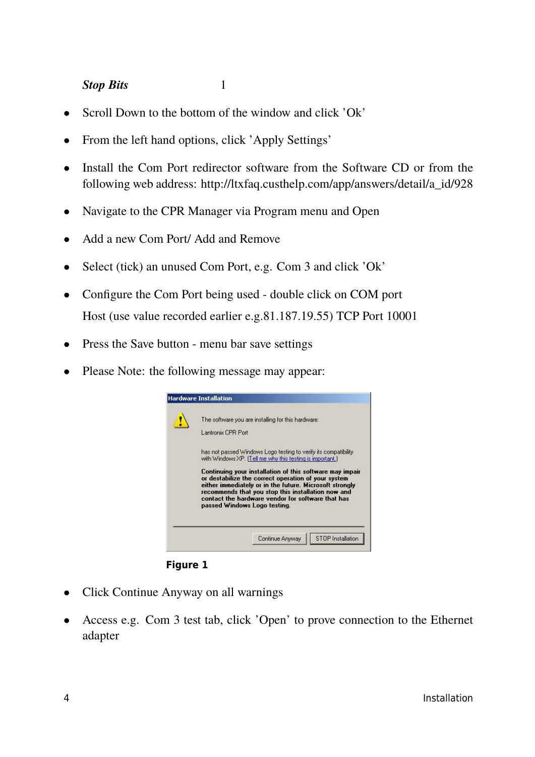***Stop Bits*** 1

- Scroll Down to the bottom of the window and click 'Ok'
- From the left hand options, click 'Apply Settings'
- Install the Com Port redirector software from the Software CD or from the following web address: http://ltxfaq.custhelp.com/app/answers/detail/a_id/928
- Navigate to the CPR Manager via Program menu and Open
- Add a new Com Port/ Add and Remove
- Select (tick) an unused Com Port, e.g. Com 3 and click 'Ok'
- Configure the Com Port being used - double click on COM port

  Host (use value recorded earlier e.g.81.187.19.55) TCP Port 10001
- Press the Save button - menu bar save settings
- Please Note: the following message may appear:

**Figure 1**

- Click Continue Anyway on all warnings
- Access e.g. Com 3 test tab, click 'Open' to prove connection to the Ethernet adapter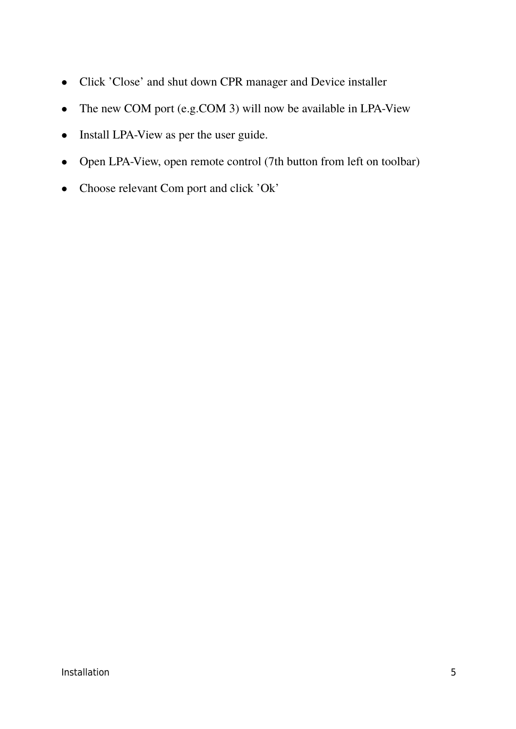- Click 'Close' and shut down CPR manager and Device installer
- The new COM port (e.g.COM 3) will now be available in LPA-View
- Install LPA-View as per the user guide.
- Open LPA-View, open remote control (7th button from left on toolbar)
- Choose relevant Com port and click 'Ok'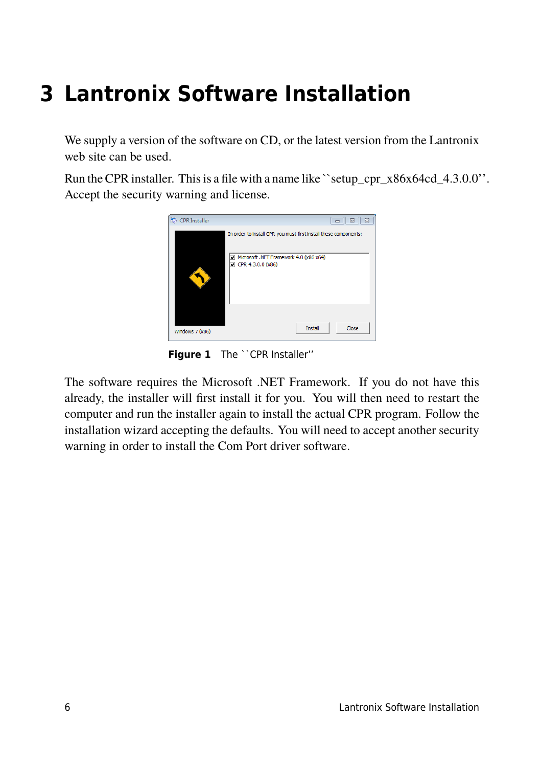# 3 Lantronix Software Installation

We supply a version of the software on CD, or the latest version from the Lantronix web site can be used.

Run the CPR installer. This is a file with a name like ``setup_cpr_x86x64cd_4.3.0.0''. Accept the security warning and license.

**Figure 1** The ``CPR Installer''

The software requires the Microsoft .NET Framework. If you do not have this already, the installer will first install it for you. You will then need to restart the computer and run the installer again to install the actual CPR program. Follow the installation wizard accepting the defaults. You will need to accept another security warning in order to install the Com Port driver software.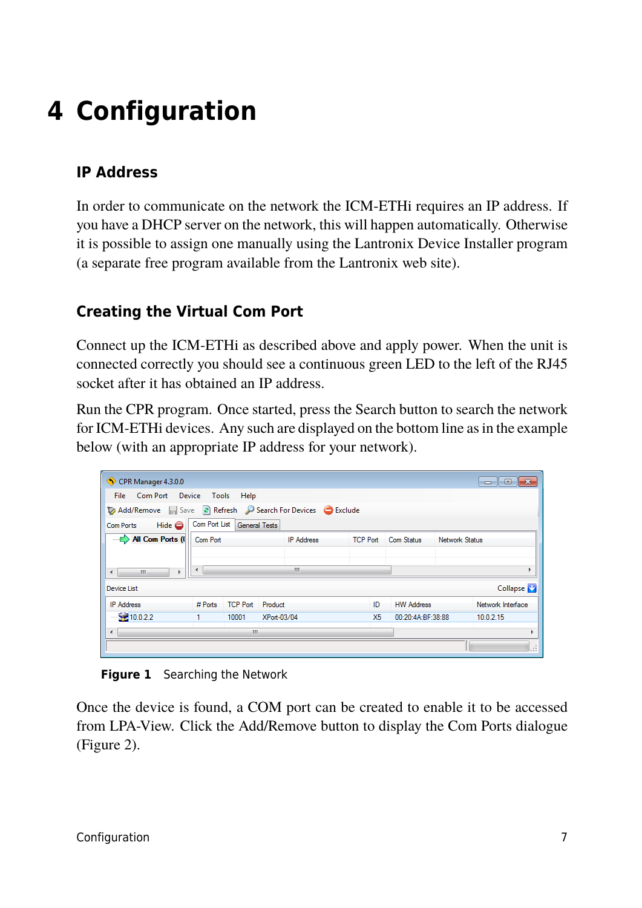# 4 Configuration

## IP Address

In order to communicate on the network the ICM-ETHi requires an IP address. If you have a DHCP server on the network, this will happen automatically. Otherwise it is possible to assign one manually using the Lantronix Device Installer program (a separate free program available from the Lantronix web site).

## Creating the Virtual Com Port

Connect up the ICM-ETHi as described above and apply power. When the unit is connected correctly you should see a continuous green LED to the left of the RJ45 socket after it has obtained an IP address.

Run the CPR program. Once started, press the Search button to search the network for ICM-ETHi devices. Any such are displayed on the bottom line as in the example below (with an appropriate IP address for your network).

**Figure 1** Searching the Network

Once the device is found, a COM port can be created to enable it to be accessed from LPA-View. Click the Add/Remove button to display the Com Ports dialogue (Figure 2).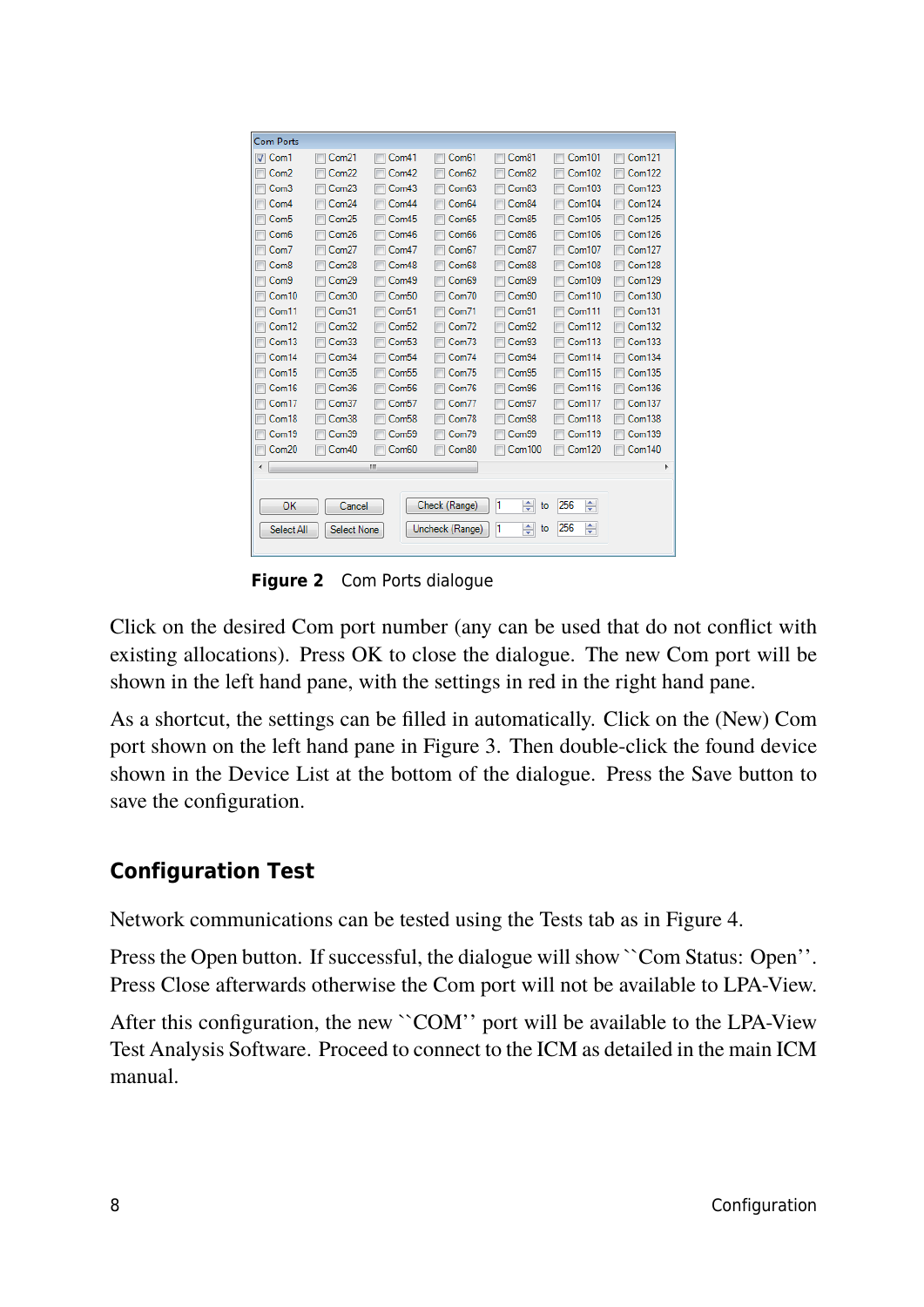Figure 2 Com Ports dialogue

Click on the desired Com port number (any can be used that do not conflict with existing allocations). Press OK to close the dialogue. The new Com port will be shown in the left hand pane, with the settings in red in the right hand pane.

As a shortcut, the settings can be filled in automatically. Click on the (New) Com port shown on the left hand pane in Figure 3. Then double-click the found device shown in the Device List at the bottom of the dialogue. Press the Save button to save the configuration.

## Configuration Test

Network communications can be tested using the Tests tab as in Figure 4.

Press the Open button. If successful, the dialogue will show ``Com Status: Open''. Press Close afterwards otherwise the Com port will not be available to LPA-View.

After this configuration, the new ``COM'' port will be available to the LPA-View Test Analysis Software. Proceed to connect to the ICM as detailed in the main ICM manual.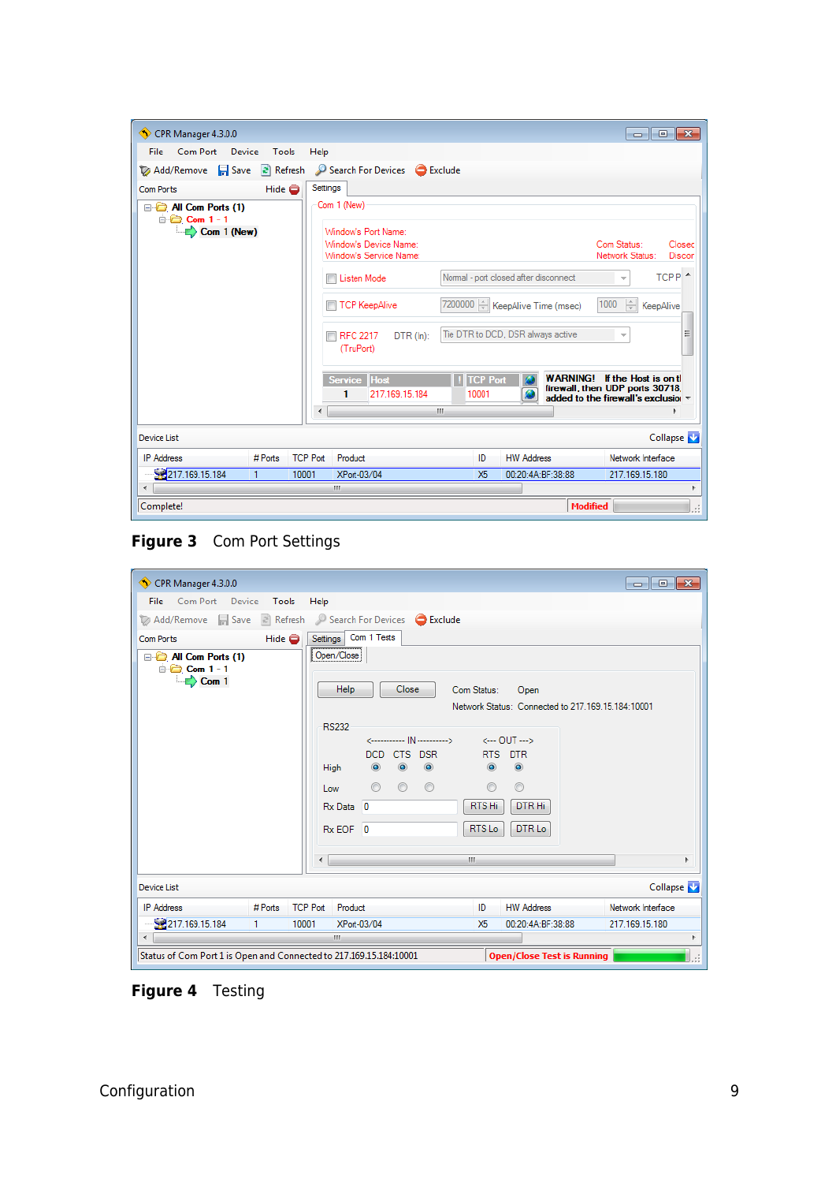**Figure 3** Com Port Settings

**Figure 4** Testing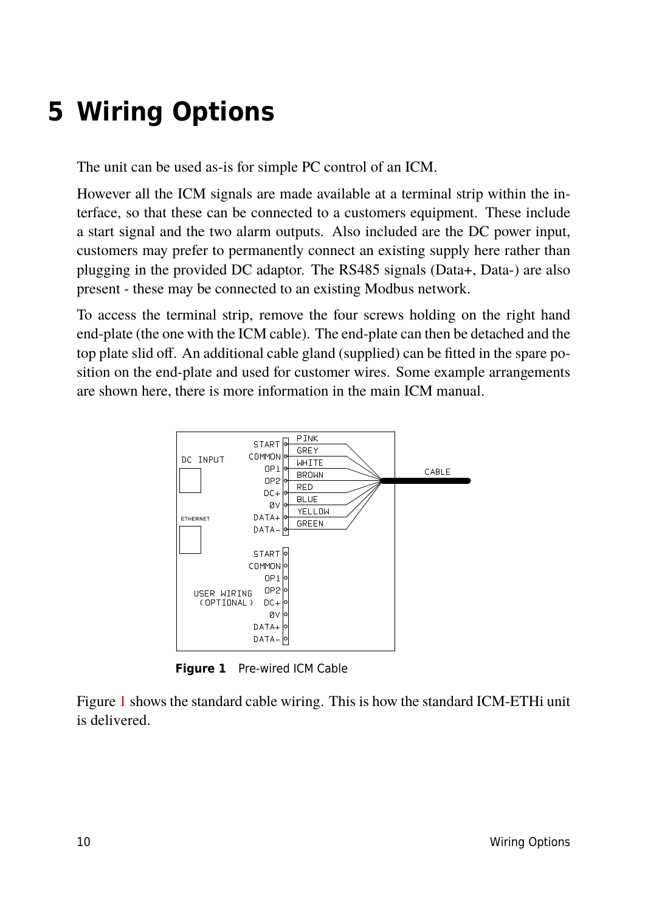# 5 Wiring Options

The unit can be used as-is for simple PC control of an ICM.

However all the ICM signals are made available at a terminal strip within the interface, so that these can be connected to a customers equipment. These include a start signal and the two alarm outputs. Also included are the DC power input, customers may prefer to permanently connect an existing supply here rather than plugging in the provided DC adaptor. The RS485 signals (Data+, Data-) are also present - these may be connected to an existing Modbus network.

To access the terminal strip, remove the four screws holding on the right hand end-plate (the one with the ICM cable). The end-plate can then be detached and the top plate slid off. An additional cable gland (supplied) can be fitted in the spare position on the end-plate and used for customer wires. Some example arrangements are shown here, there is more information in the main ICM manual.

**Figure 1** Pre-wired ICM Cable

Figure 1 shows the standard cable wiring. This is how the standard ICM-ETHi unit is delivered.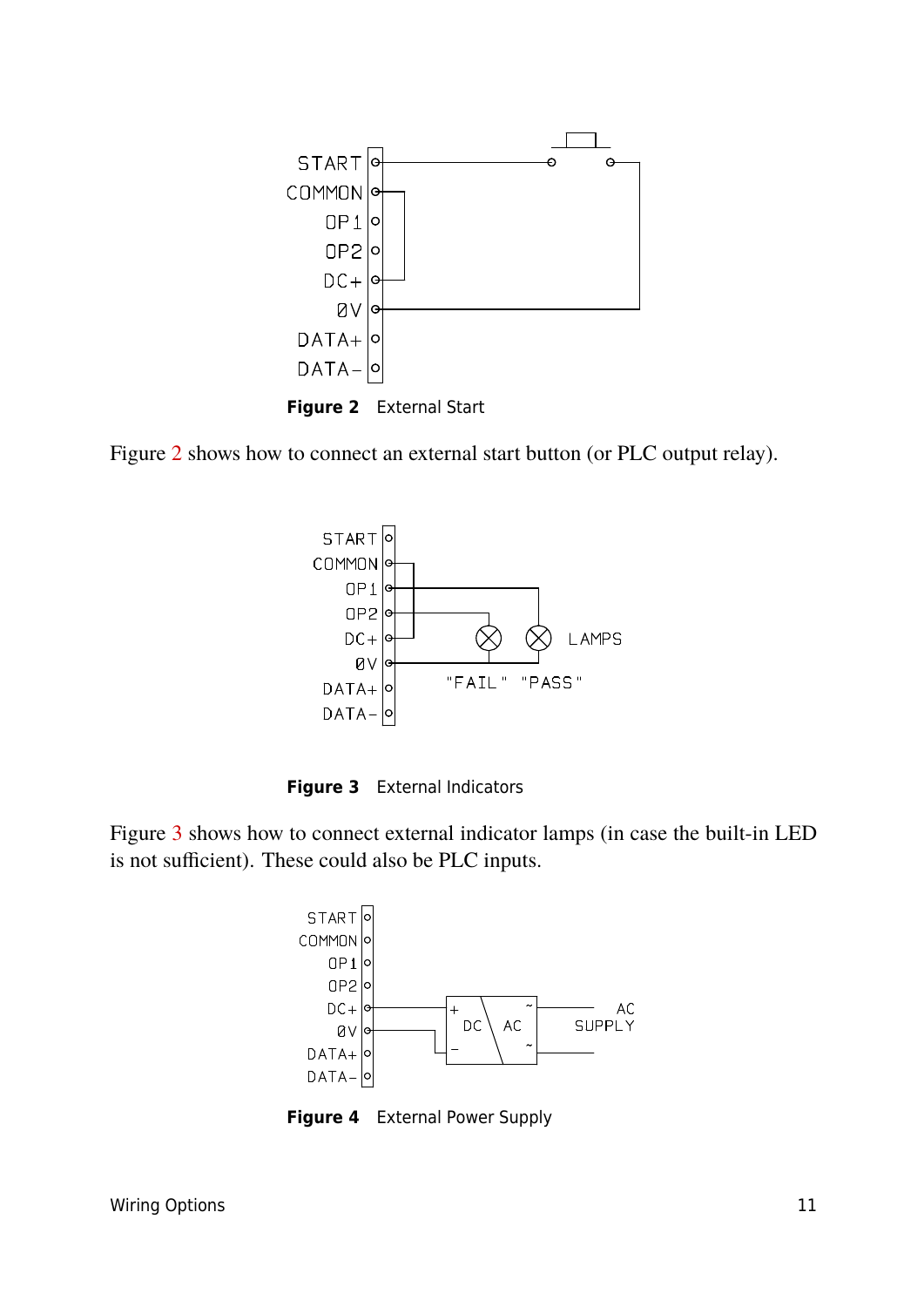**Figure 2** External Start

Figure 2 shows how to connect an external start button (or PLC output relay).

**Figure 3** External Indicators

Figure 3 shows how to connect external indicator lamps (in case the built-in LED is not sufficient). These could also be PLC inputs.

**Figure 4** External Power Supply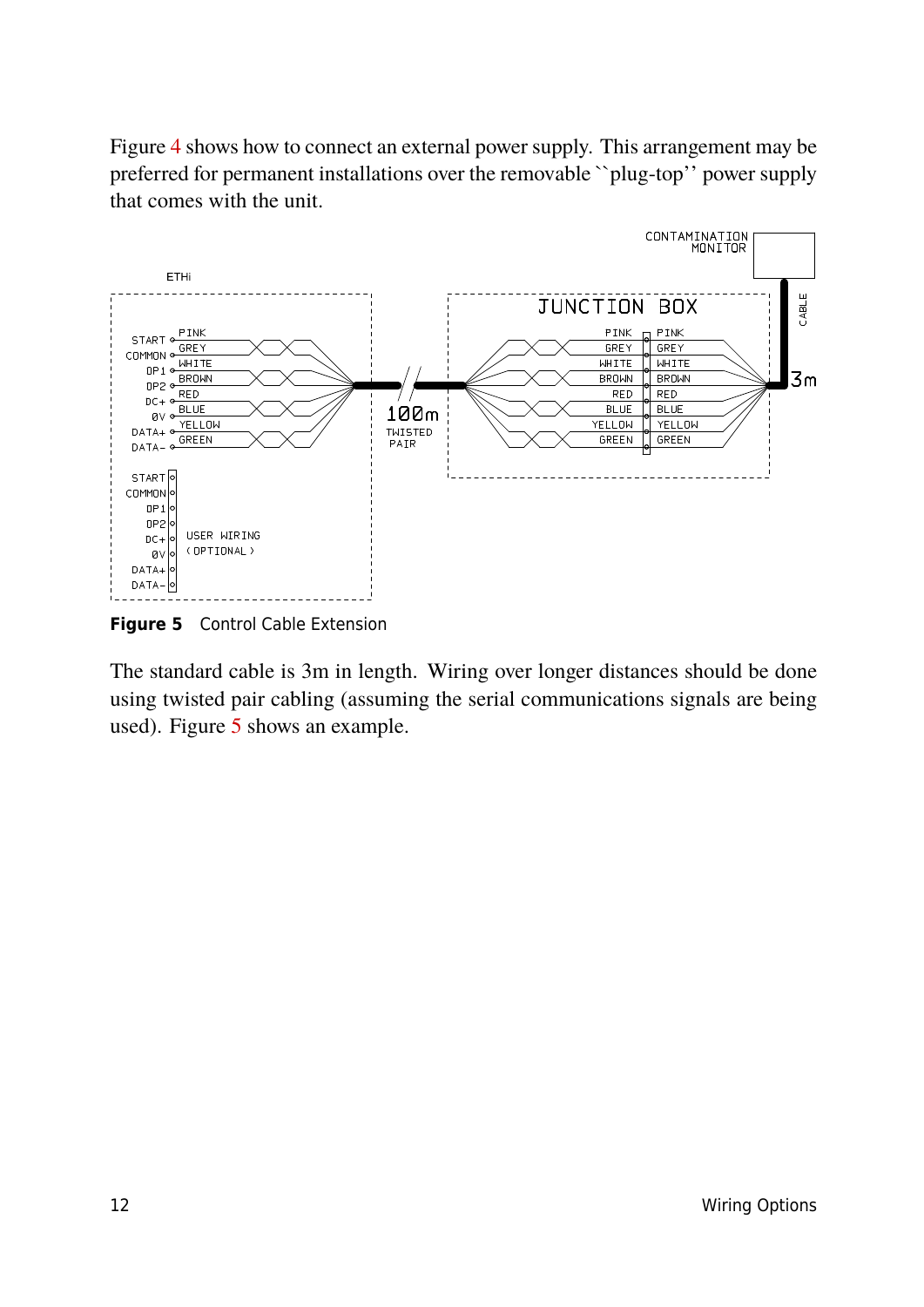Figure 4 shows how to connect an external power supply. This arrangement may be preferred for permanent installations over the removable ``plug-top'' power supply that comes with the unit.

**Figure 5** Control Cable Extension

The standard cable is 3m in length. Wiring over longer distances should be done using twisted pair cabling (assuming the serial communications signals are being used). Figure 5 shows an example.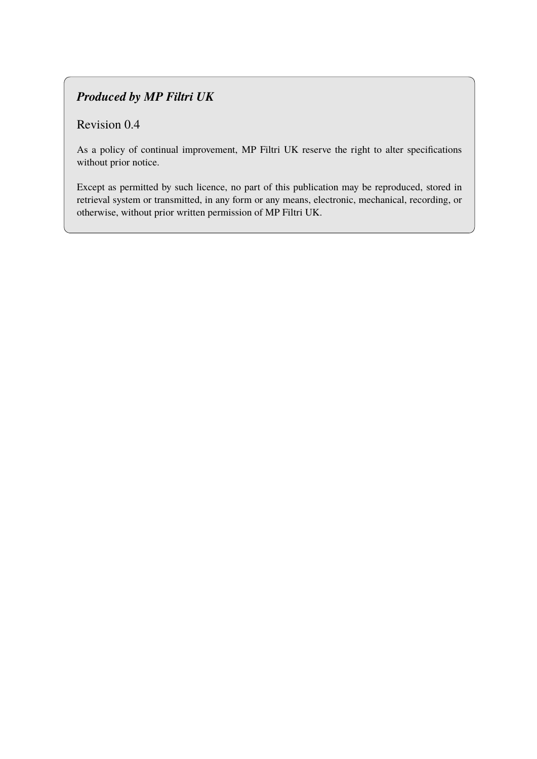***Produced by MP Filtri UK***

Revision 0.4

As a policy of continual improvement, MP Filtri UK reserve the right to alter specifications without prior notice.

Except as permitted by such licence, no part of this publication may be reproduced, stored in retrieval system or transmitted, in any form or any means, electronic, mechanical, recording, or otherwise, without prior written permission of MP Filtri UK.